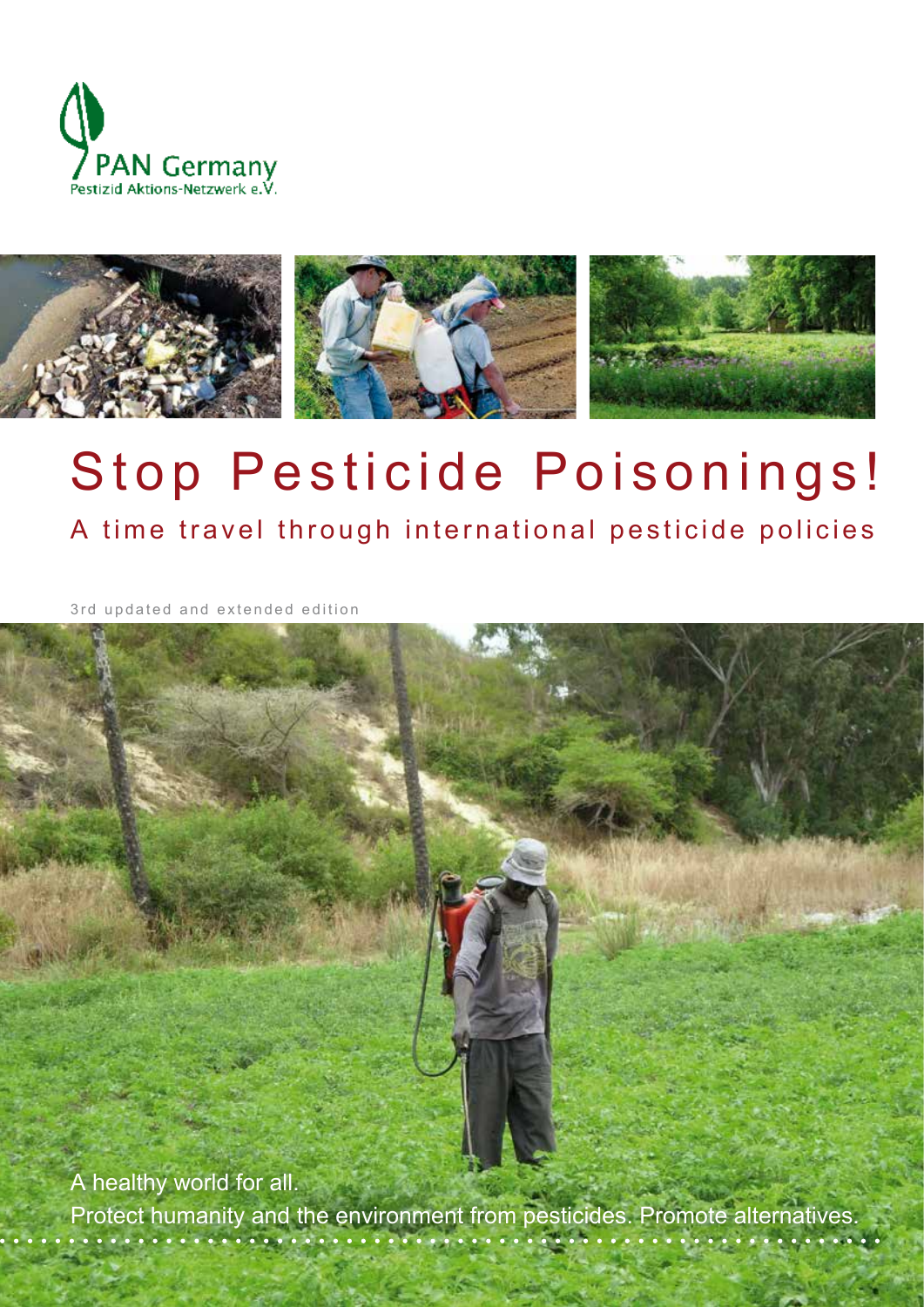PAN Germany
Pestizid Aktions-Netzwerk e.V.

# Stop Pesticide Poisonings!

## A time travel through international pesticide policies

3rd updated and extended edition

A healthy world for all.
Protect humanity and the environment from pesticides. Promote alternatives.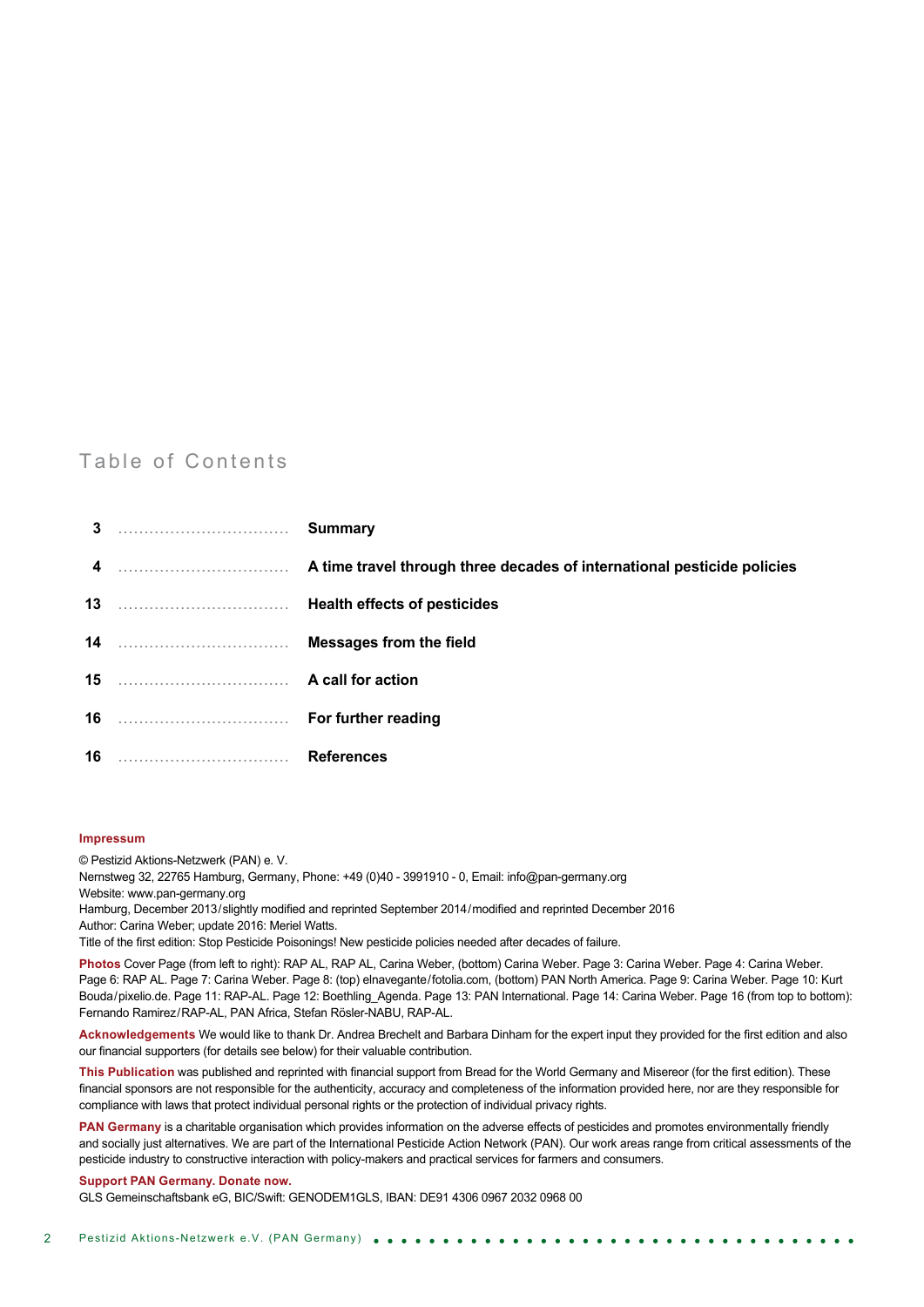## Table of Contents

| Page | Section |
|---|---|
| 3 | **Summary** |
| 4 | **A time travel through three decades of international pesticide policies** |
| 13 | **Health effects of pesticides** |
| 14 | **Messages from the field** |
| 15 | **A call for action** |
| 16 | **For further reading** |
| 16 | **References** |

**Impressum**

© Pestizid Aktions-Netzwerk (PAN) e. V.
Nernstweg 32, 22765 Hamburg, Germany, Phone: +49 (0)40 - 3991910 - 0, Email: info@pan-germany.org
Website: www.pan-germany.org
Hamburg, December 2013/slightly modified and reprinted September 2014/modified and reprinted December 2016
Author: Carina Weber; update 2016: Meriel Watts.
Title of the first edition: Stop Pesticide Poisonings! New pesticide policies needed after decades of failure.

**Photos** Cover Page (from left to right): RAP AL, RAP AL, Carina Weber, (bottom) Carina Weber. Page 3: Carina Weber. Page 4: Carina Weber. Page 6: RAP AL. Page 7: Carina Weber. Page 8: (top) elnavegante/fotolia.com, (bottom) PAN North America. Page 9: Carina Weber. Page 10: Kurt Bouda/pixelio.de. Page 11: RAP-AL. Page 12: Boethling_Agenda. Page 13: PAN International. Page 14: Carina Weber. Page 16 (from top to bottom): Fernando Ramirez/RAP-AL, PAN Africa, Stefan Rösler-NABU, RAP-AL.

**Acknowledgements** We would like to thank Dr. Andrea Brechelt and Barbara Dinham for the expert input they provided for the first edition and also our financial supporters (for details see below) for their valuable contribution.

**This Publication** was published and reprinted with financial support from Bread for the World Germany and Misereor (for the first edition). These financial sponsors are not responsible for the authenticity, accuracy and completeness of the information provided here, nor are they responsible for compliance with laws that protect individual personal rights or the protection of individual privacy rights.

**PAN Germany** is a charitable organisation which provides information on the adverse effects of pesticides and promotes environmentally friendly and socially just alternatives. We are part of the International Pesticide Action Network (PAN). Our work areas range from critical assessments of the pesticide industry to constructive interaction with policy-makers and practical services for farmers and consumers.

**Support PAN Germany. Donate now.**
GLS Gemeinschaftsbank eG, BIC/Swift: GENODEM1GLS, IBAN: DE91 4306 0967 2032 0968 00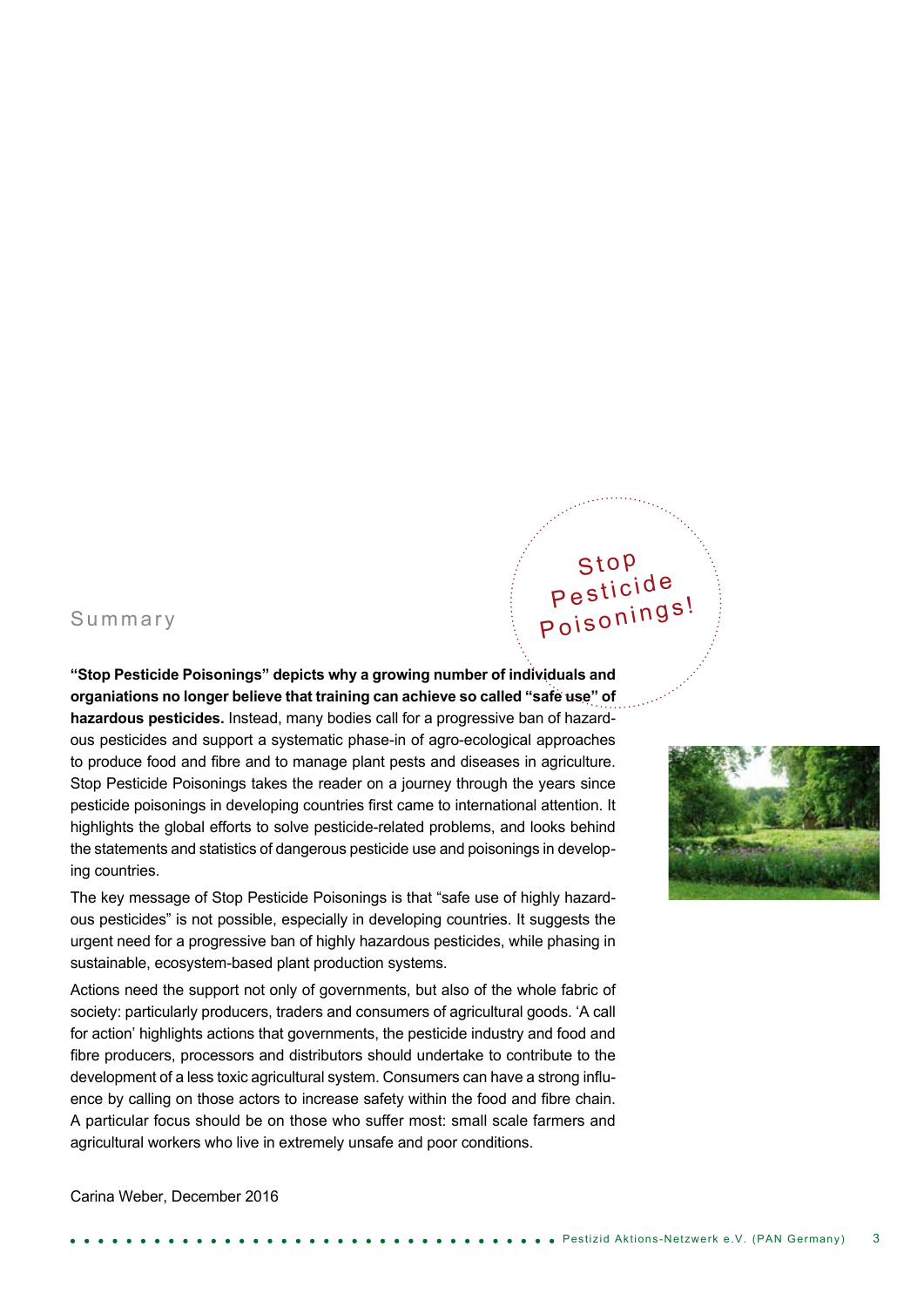Stop Pesticide Poisonings!

## Summary

**"Stop Pesticide Poisonings" depicts why a growing number of individuals and organiations no longer believe that training can achieve so called "safe use" of hazardous pesticides.** Instead, many bodies call for a progressive ban of hazardous pesticides and support a systematic phase-in of agro-ecological approaches to produce food and fibre and to manage plant pests and diseases in agriculture. Stop Pesticide Poisonings takes the reader on a journey through the years since pesticide poisonings in developing countries first came to international attention. It highlights the global efforts to solve pesticide-related problems, and looks behind the statements and statistics of dangerous pesticide use and poisonings in developing countries.

The key message of Stop Pesticide Poisonings is that "safe use of highly hazardous pesticides" is not possible, especially in developing countries. It suggests the urgent need for a progressive ban of highly hazardous pesticides, while phasing in sustainable, ecosystem-based plant production systems.

Actions need the support not only of governments, but also of the whole fabric of society: particularly producers, traders and consumers of agricultural goods. 'A call for action' highlights actions that governments, the pesticide industry and food and fibre producers, processors and distributors should undertake to contribute to the development of a less toxic agricultural system. Consumers can have a strong influence by calling on those actors to increase safety within the food and fibre chain. A particular focus should be on those who suffer most: small scale farmers and agricultural workers who live in extremely unsafe and poor conditions.

Carina Weber, December 2016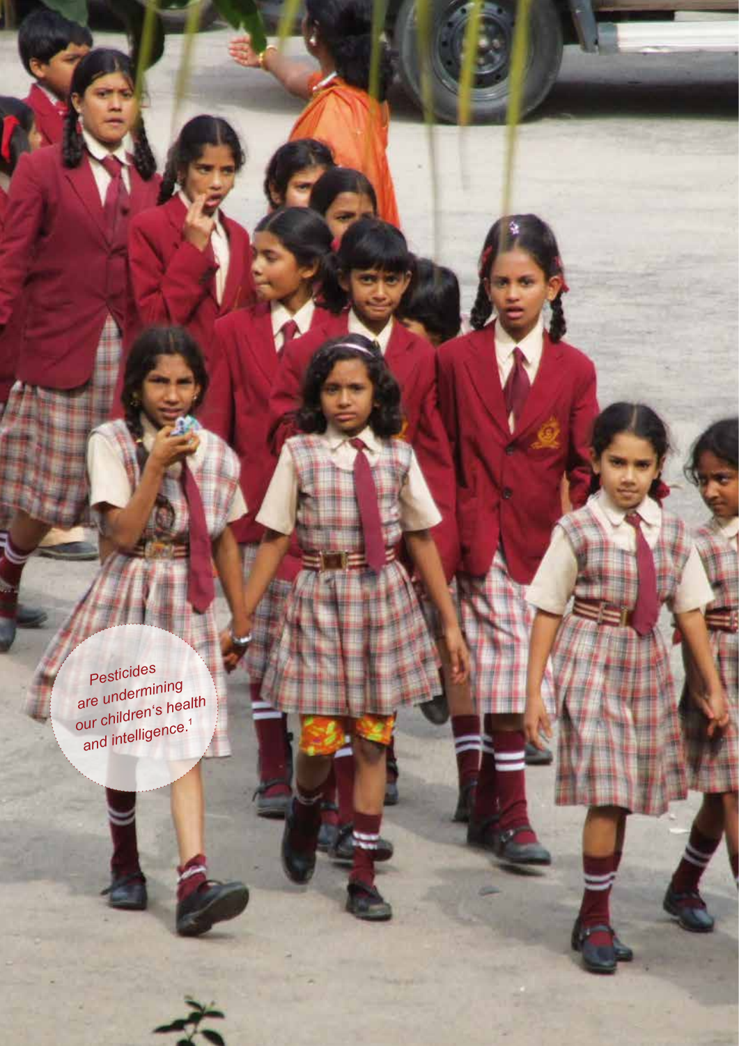Pesticides are undermining our children's health and intelligence.[1]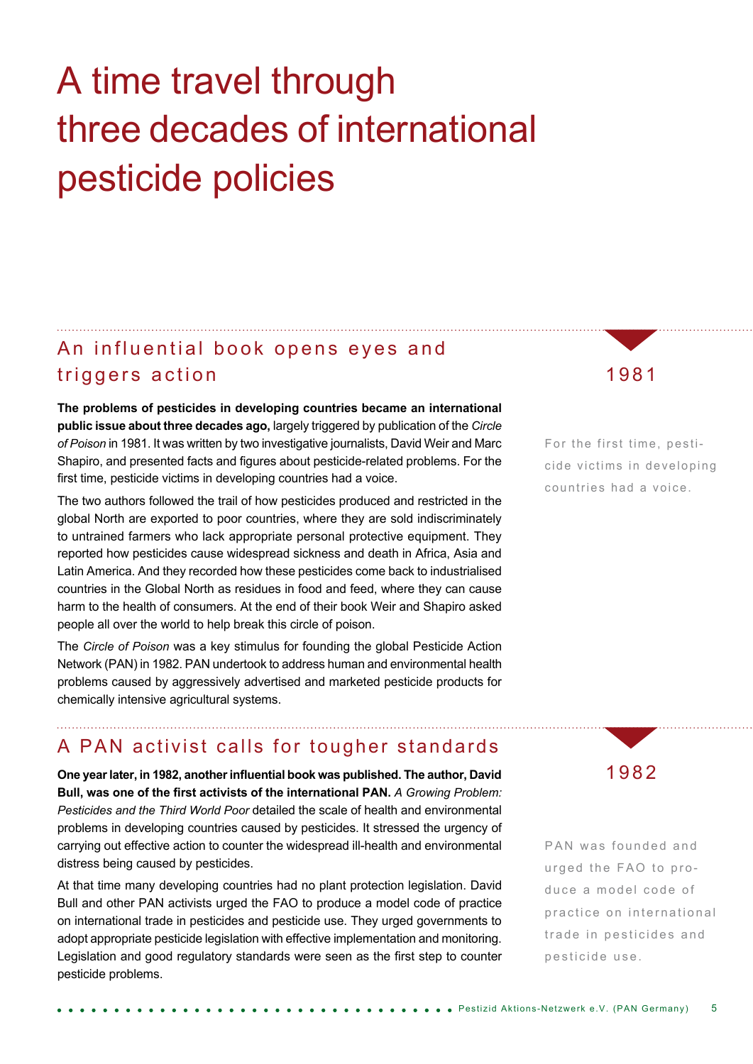# A time travel through three decades of international pesticide policies

## An influential book opens eyes and triggers action

1981

**The problems of pesticides in developing countries became an international public issue about three decades ago,** largely triggered by publication of the *Circle of Poison* in 1981. It was written by two investigative journalists, David Weir and Marc Shapiro, and presented facts and figures about pesticide-related problems. For the first time, pesticide victims in developing countries had a voice.

For the first time, pesticide victims in developing countries had a voice.

The two authors followed the trail of how pesticides produced and restricted in the global North are exported to poor countries, where they are sold indiscriminately to untrained farmers who lack appropriate personal protective equipment. They reported how pesticides cause widespread sickness and death in Africa, Asia and Latin America. And they recorded how these pesticides come back to industrialised countries in the Global North as residues in food and feed, where they can cause harm to the health of consumers. At the end of their book Weir and Shapiro asked people all over the world to help break this circle of poison.

The *Circle of Poison* was a key stimulus for founding the global Pesticide Action Network (PAN) in 1982. PAN undertook to address human and environmental health problems caused by aggressively advertised and marketed pesticide products for chemically intensive agricultural systems.

## A PAN activist calls for tougher standards

1982

**One year later, in 1982, another influential book was published. The author, David Bull, was one of the first activists of the international PAN.** *A Growing Problem: Pesticides and the Third World Poor* detailed the scale of health and environmental problems in developing countries caused by pesticides. It stressed the urgency of carrying out effective action to counter the widespread ill-health and environmental distress being caused by pesticides.

PAN was founded and urged the FAO to produce a model code of practice on international trade in pesticides and pesticide use.

At that time many developing countries had no plant protection legislation. David Bull and other PAN activists urged the FAO to produce a model code of practice on international trade in pesticides and pesticide use. They urged governments to adopt appropriate pesticide legislation with effective implementation and monitoring. Legislation and good regulatory standards were seen as the first step to counter pesticide problems.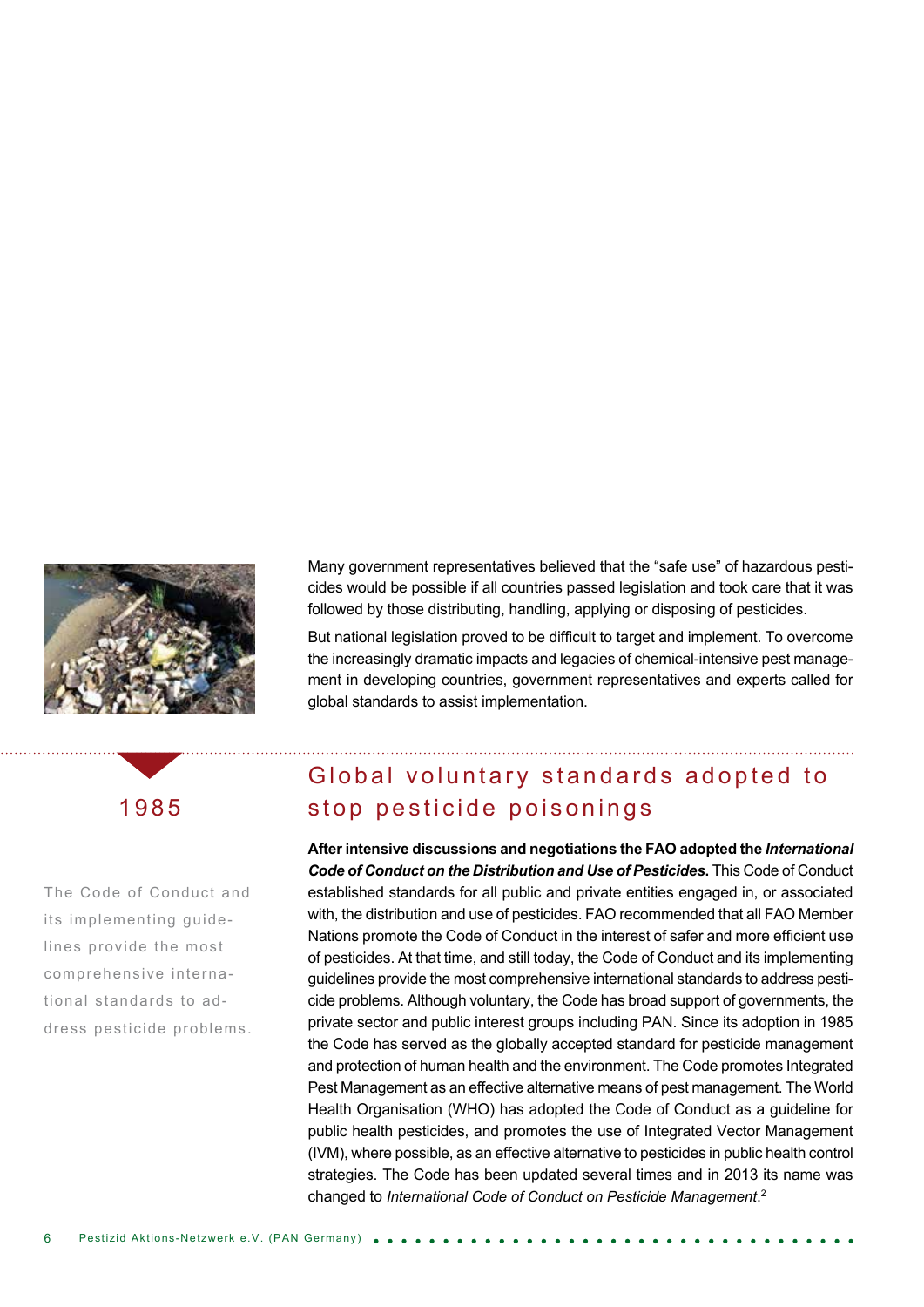Many government representatives believed that the "safe use" of hazardous pesticides would be possible if all countries passed legislation and took care that it was followed by those distributing, handling, applying or disposing of pesticides.

But national legislation proved to be difficult to target and implement. To overcome the increasingly dramatic impacts and legacies of chemical-intensive pest management in developing countries, government representatives and experts called for global standards to assist implementation.

1985

## Global voluntary standards adopted to stop pesticide poisonings

The Code of Conduct and its implementing guidelines provide the most comprehensive international standards to address pesticide problems.

**After intensive discussions and negotiations the FAO adopted the *International Code of Conduct on the Distribution and Use of Pesticides.*** This Code of Conduct established standards for all public and private entities engaged in, or associated with, the distribution and use of pesticides. FAO recommended that all FAO Member Nations promote the Code of Conduct in the interest of safer and more efficient use of pesticides. At that time, and still today, the Code of Conduct and its implementing guidelines provide the most comprehensive international standards to address pesticide problems. Although voluntary, the Code has broad support of governments, the private sector and public interest groups including PAN. Since its adoption in 1985 the Code has served as the globally accepted standard for pesticide management and protection of human health and the environment. The Code promotes Integrated Pest Management as an effective alternative means of pest management. The World Health Organisation (WHO) has adopted the Code of Conduct as a guideline for public health pesticides, and promotes the use of Integrated Vector Management (IVM), where possible, as an effective alternative to pesticides in public health control strategies. The Code has been updated several times and in 2013 its name was changed to *International Code of Conduct on Pesticide Management*.[2]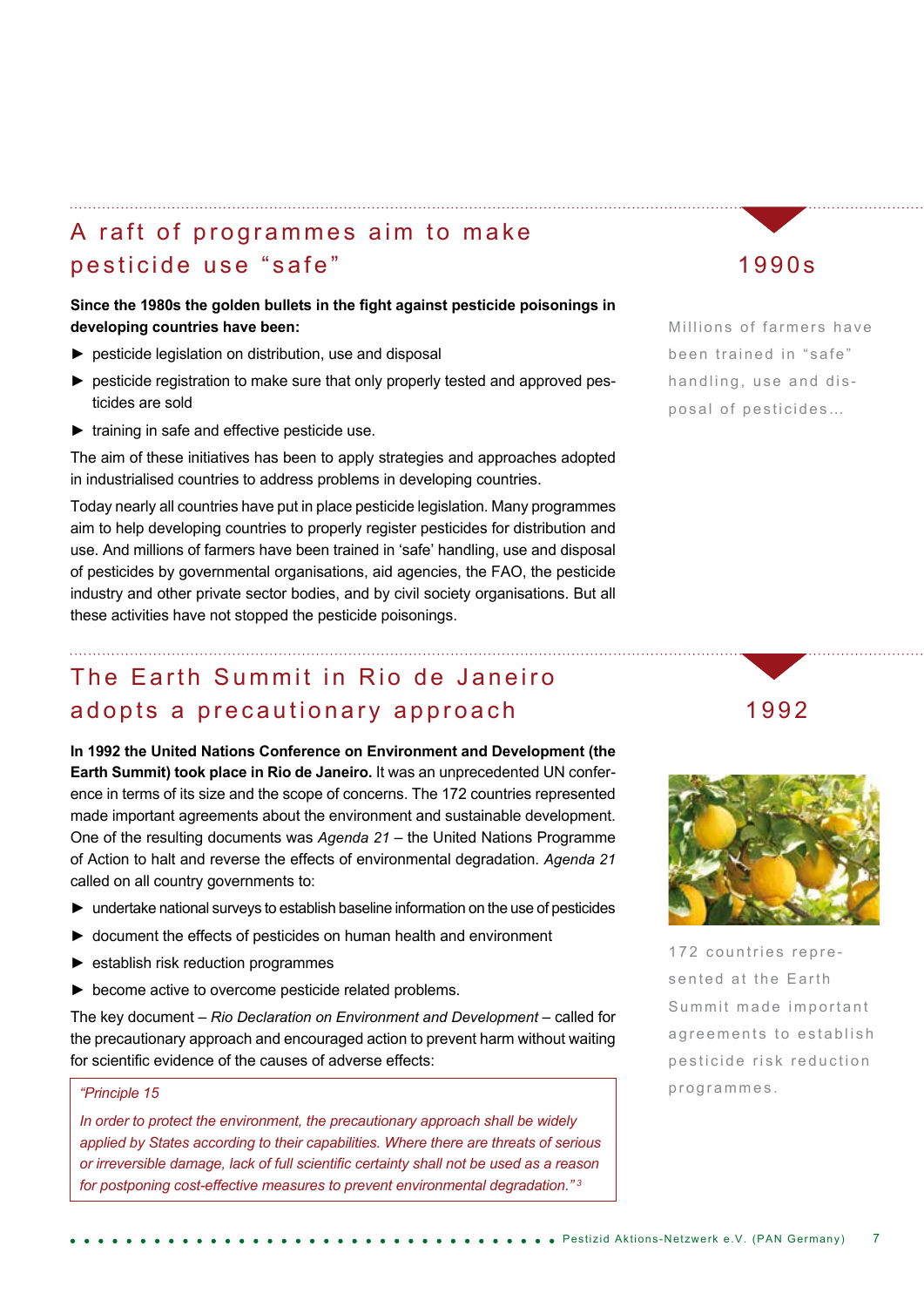## A raft of programmes aim to make pesticide use "safe"

1990s

**Since the 1980s the golden bullets in the fight against pesticide poisonings in developing countries have been:**

- pesticide legislation on distribution, use and disposal
- pesticide registration to make sure that only properly tested and approved pesticides are sold
- training in safe and effective pesticide use.

The aim of these initiatives has been to apply strategies and approaches adopted in industrialised countries to address problems in developing countries.

Today nearly all countries have put in place pesticide legislation. Many programmes aim to help developing countries to properly register pesticides for distribution and use. And millions of farmers have been trained in 'safe' handling, use and disposal of pesticides by governmental organisations, aid agencies, the FAO, the pesticide industry and other private sector bodies, and by civil society organisations. But all these activities have not stopped the pesticide poisonings.

Millions of farmers have been trained in "safe" handling, use and disposal of pesticides…

## The Earth Summit in Rio de Janeiro adopts a precautionary approach

1992

**In 1992 the United Nations Conference on Environment and Development (the Earth Summit) took place in Rio de Janeiro.** It was an unprecedented UN conference in terms of its size and the scope of concerns. The 172 countries represented made important agreements about the environment and sustainable development. One of the resulting documents was *Agenda 21* – the United Nations Programme of Action to halt and reverse the effects of environmental degradation. *Agenda 21* called on all country governments to:

- undertake national surveys to establish baseline information on the use of pesticides
- document the effects of pesticides on human health and environment
- establish risk reduction programmes
- become active to overcome pesticide related problems.

The key document – *Rio Declaration on Environment and Development* – called for the precautionary approach and encouraged action to prevent harm without waiting for scientific evidence of the causes of adverse effects:

> *"Principle 15*
>
> *In order to protect the environment, the precautionary approach shall be widely applied by States according to their capabilities. Where there are threats of serious or irreversible damage, lack of full scientific certainty shall not be used as a reason for postponing cost-effective measures to prevent environmental degradation."* [3]

172 countries represented at the Earth Summit made important agreements to establish pesticide risk reduction programmes.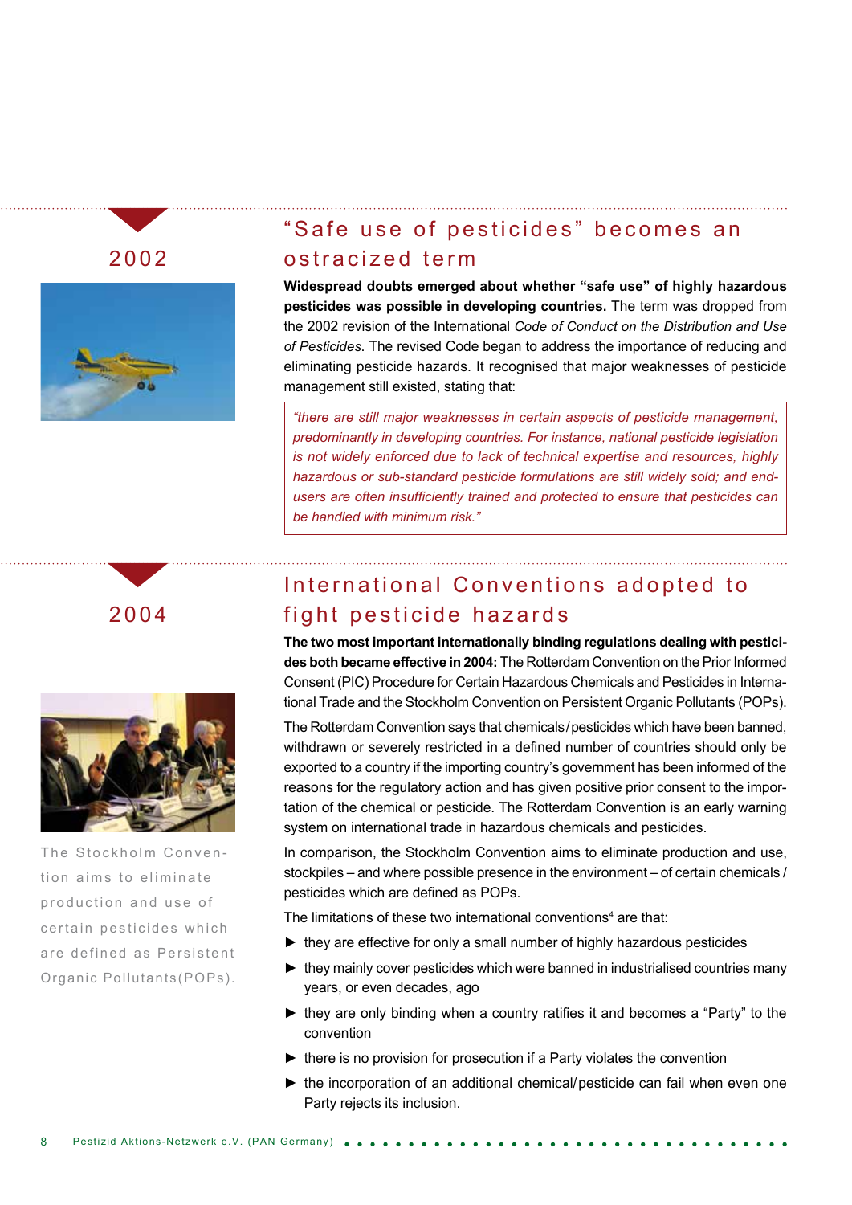## 2002

## "Safe use of pesticides" becomes an ostracized term

**Widespread doubts emerged about whether "safe use" of highly hazardous pesticides was possible in developing countries.** The term was dropped from the 2002 revision of the International *Code of Conduct on the Distribution and Use of Pesticides*. The revised Code began to address the importance of reducing and eliminating pesticide hazards. It recognised that major weaknesses of pesticide management still existed, stating that:

> *"there are still major weaknesses in certain aspects of pesticide management, predominantly in developing countries. For instance, national pesticide legislation is not widely enforced due to lack of technical expertise and resources, highly hazardous or sub-standard pesticide formulations are still widely sold; and end-users are often insufficiently trained and protected to ensure that pesticides can be handled with minimum risk."*

## 2004

## International Conventions adopted to fight pesticide hazards

**The two most important internationally binding regulations dealing with pesticides both became effective in 2004:** The Rotterdam Convention on the Prior Informed Consent (PIC) Procedure for Certain Hazardous Chemicals and Pesticides in International Trade and the Stockholm Convention on Persistent Organic Pollutants (POPs).

The Rotterdam Convention says that chemicals/pesticides which have been banned, withdrawn or severely restricted in a defined number of countries should only be exported to a country if the importing country's government has been informed of the reasons for the regulatory action and has given positive prior consent to the importation of the chemical or pesticide. The Rotterdam Convention is an early warning system on international trade in hazardous chemicals and pesticides.

In comparison, the Stockholm Convention aims to eliminate production and use, stockpiles – and where possible presence in the environment – of certain chemicals / pesticides which are defined as POPs.

The limitations of these two international conventions[4] are that:

- they are effective for only a small number of highly hazardous pesticides
- they mainly cover pesticides which were banned in industrialised countries many years, or even decades, ago
- they are only binding when a country ratifies it and becomes a "Party" to the convention
- there is no provision for prosecution if a Party violates the convention
- the incorporation of an additional chemical/pesticide can fail when even one Party rejects its inclusion.

The Stockholm Convention aims to eliminate production and use of certain pesticides which are defined as Persistent Organic Pollutants (POPs).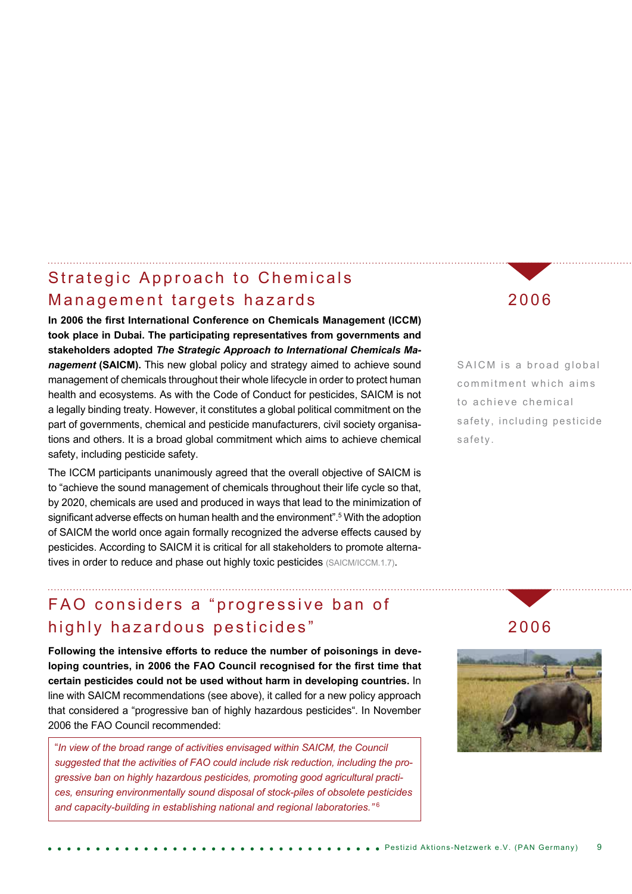## Strategic Approach to Chemicals Management targets hazards

2006

**In 2006 the first International Conference on Chemicals Management (ICCM) took place in Dubai. The participating representatives from governments and stakeholders adopted *The Strategic Approach to International Chemicals Management* (SAICM).** This new global policy and strategy aimed to achieve sound management of chemicals throughout their whole lifecycle in order to protect human health and ecosystems. As with the Code of Conduct for pesticides, SAICM is not a legally binding treaty. However, it constitutes a global political commitment on the part of governments, chemical and pesticide manufacturers, civil society organisations and others. It is a broad global commitment which aims to achieve chemical safety, including pesticide safety.

SAICM is a broad global commitment which aims to achieve chemical safety, including pesticide safety.

The ICCM participants unanimously agreed that the overall objective of SAICM is to "achieve the sound management of chemicals throughout their life cycle so that, by 2020, chemicals are used and produced in ways that lead to the minimization of significant adverse effects on human health and the environment".[5] With the adoption of SAICM the world once again formally recognized the adverse effects caused by pesticides. According to SAICM it is critical for all stakeholders to promote alternatives in order to reduce and phase out highly toxic pesticides (SAICM/ICCM.1.7).

## FAO considers a "progressive ban of highly hazardous pesticides"

2006

**Following the intensive efforts to reduce the number of poisonings in developing countries, in 2006 the FAO Council recognised for the first time that certain pesticides could not be used without harm in developing countries.** In line with SAICM recommendations (see above), it called for a new policy approach that considered a "progressive ban of highly hazardous pesticides". In November 2006 the FAO Council recommended:

> "*In view of the broad range of activities envisaged within SAICM, the Council suggested that the activities of FAO could include risk reduction, including the progressive ban on highly hazardous pesticides, promoting good agricultural practices, ensuring environmentally sound disposal of stock-piles of obsolete pesticides and capacity-building in establishing national and regional laboratories.*"[6]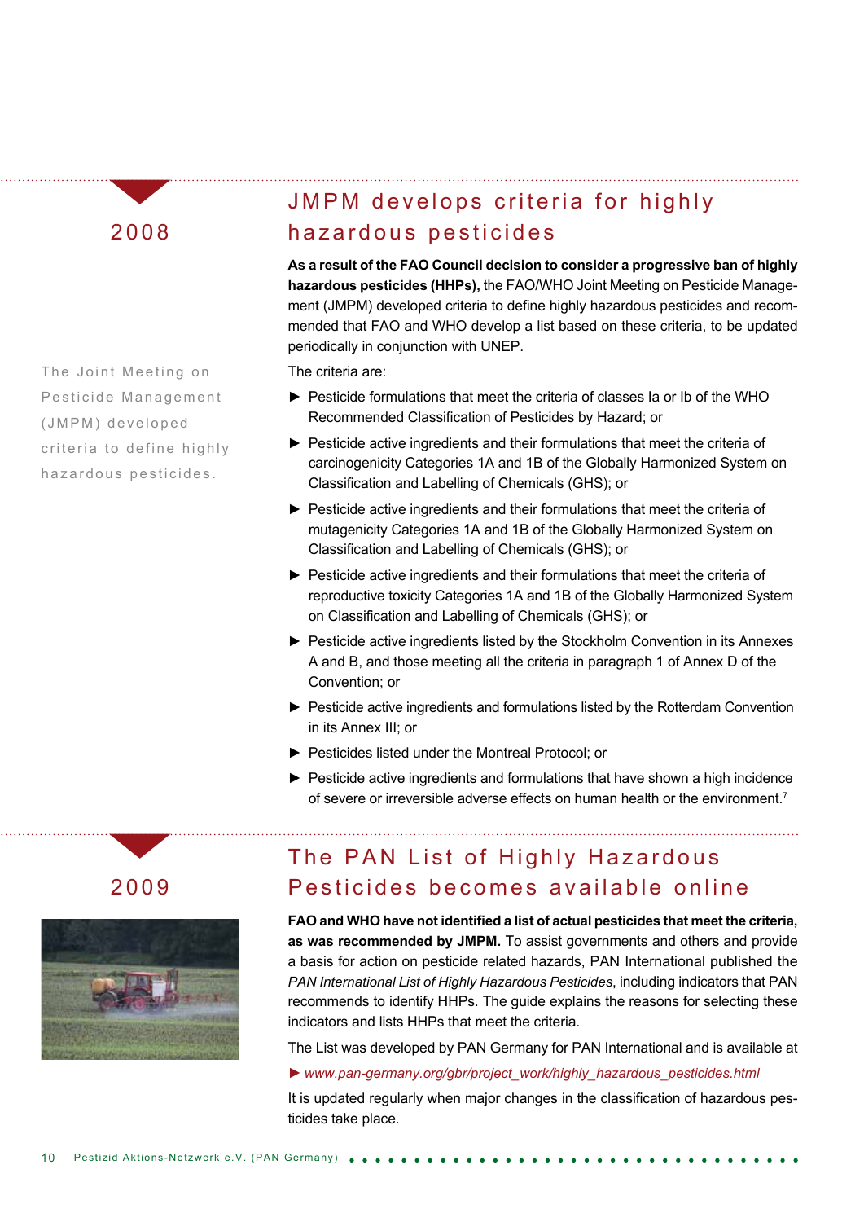2008

## JMPM develops criteria for highly hazardous pesticides

The Joint Meeting on Pesticide Management (JMPM) developed criteria to define highly hazardous pesticides.

**As a result of the FAO Council decision to consider a progressive ban of highly hazardous pesticides (HHPs),** the FAO/WHO Joint Meeting on Pesticide Management (JMPM) developed criteria to define highly hazardous pesticides and recommended that FAO and WHO develop a list based on these criteria, to be updated periodically in conjunction with UNEP.

The criteria are:

- Pesticide formulations that meet the criteria of classes Ia or Ib of the WHO Recommended Classification of Pesticides by Hazard; or
- Pesticide active ingredients and their formulations that meet the criteria of carcinogenicity Categories 1A and 1B of the Globally Harmonized System on Classification and Labelling of Chemicals (GHS); or
- Pesticide active ingredients and their formulations that meet the criteria of mutagenicity Categories 1A and 1B of the Globally Harmonized System on Classification and Labelling of Chemicals (GHS); or
- Pesticide active ingredients and their formulations that meet the criteria of reproductive toxicity Categories 1A and 1B of the Globally Harmonized System on Classification and Labelling of Chemicals (GHS); or
- Pesticide active ingredients listed by the Stockholm Convention in its Annexes A and B, and those meeting all the criteria in paragraph 1 of Annex D of the Convention; or
- Pesticide active ingredients and formulations listed by the Rotterdam Convention in its Annex III; or
- Pesticides listed under the Montreal Protocol; or
- Pesticide active ingredients and formulations that have shown a high incidence of severe or irreversible adverse effects on human health or the environment.[7]

2009

## The PAN List of Highly Hazardous Pesticides becomes available online

**FAO and WHO have not identified a list of actual pesticides that meet the criteria, as was recommended by JMPM.** To assist governments and others and provide a basis for action on pesticide related hazards, PAN International published the *PAN International List of Highly Hazardous Pesticides*, including indicators that PAN recommends to identify HHPs. The guide explains the reasons for selecting these indicators and lists HHPs that meet the criteria.

The List was developed by PAN Germany for PAN International and is available at

► *www.pan-germany.org/gbr/project_work/highly_hazardous_pesticides.html*

It is updated regularly when major changes in the classification of hazardous pesticides take place.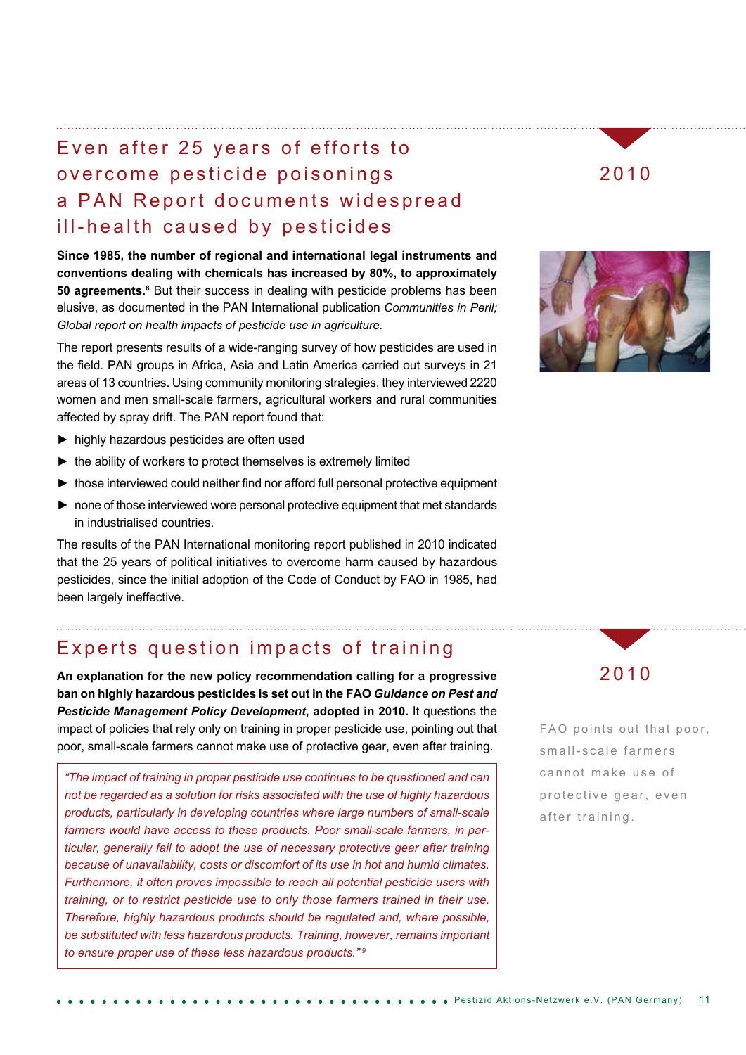## Even after 25 years of efforts to overcome pesticide poisonings a PAN Report documents widespread ill-health caused by pesticides

2010

**Since 1985, the number of regional and international legal instruments and conventions dealing with chemicals has increased by 80%, to approximately 50 agreements.**[8] But their success in dealing with pesticide problems has been elusive, as documented in the PAN International publication *Communities in Peril; Global report on health impacts of pesticide use in agriculture.*

The report presents results of a wide-ranging survey of how pesticides are used in the field. PAN groups in Africa, Asia and Latin America carried out surveys in 21 areas of 13 countries. Using community monitoring strategies, they interviewed 2220 women and men small-scale farmers, agricultural workers and rural communities affected by spray drift. The PAN report found that:

- highly hazardous pesticides are often used
- the ability of workers to protect themselves is extremely limited
- those interviewed could neither find nor afford full personal protective equipment
- none of those interviewed wore personal protective equipment that met standards in industrialised countries.

The results of the PAN International monitoring report published in 2010 indicated that the 25 years of political initiatives to overcome harm caused by hazardous pesticides, since the initial adoption of the Code of Conduct by FAO in 1985, had been largely ineffective.

## Experts question impacts of training

2010

**An explanation for the new policy recommendation calling for a progressive ban on highly hazardous pesticides is set out in the FAO *Guidance on Pest and Pesticide Management Policy Development*, adopted in 2010.** It questions the impact of policies that rely only on training in proper pesticide use, pointing out that poor, small-scale farmers cannot make use of protective gear, even after training.

> *"The impact of training in proper pesticide use continues to be questioned and can not be regarded as a solution for risks associated with the use of highly hazardous products, particularly in developing countries where large numbers of small-scale farmers would have access to these products. Poor small-scale farmers, in particular, generally fail to adopt the use of necessary protective gear after training because of unavailability, costs or discomfort of its use in hot and humid climates. Furthermore, it often proves impossible to reach all potential pesticide users with training, or to restrict pesticide use to only those farmers trained in their use. Therefore, highly hazardous products should be regulated and, where possible, be substituted with less hazardous products. Training, however, remains important to ensure proper use of these less hazardous products."*[9]

FAO points out that poor, small-scale farmers cannot make use of protective gear, even after training.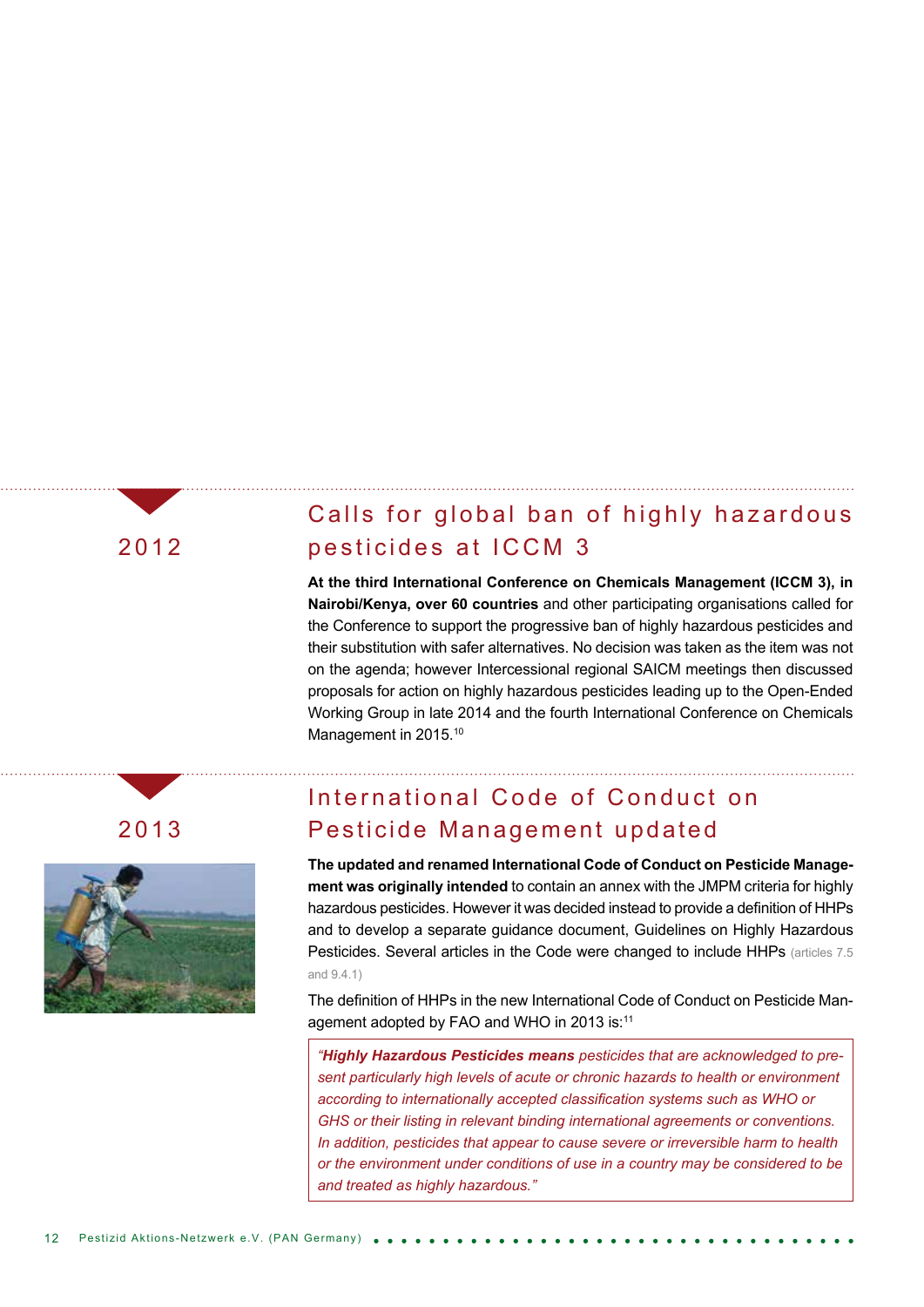## 2012

## Calls for global ban of highly hazardous pesticides at ICCM 3

**At the third International Conference on Chemicals Management (ICCM 3), in Nairobi/Kenya, over 60 countries** and other participating organisations called for the Conference to support the progressive ban of highly hazardous pesticides and their substitution with safer alternatives. No decision was taken as the item was not on the agenda; however Intercessional regional SAICM meetings then discussed proposals for action on highly hazardous pesticides leading up to the Open-Ended Working Group in late 2014 and the fourth International Conference on Chemicals Management in 2015.[10]

## 2013

## International Code of Conduct on Pesticide Management updated

**The updated and renamed International Code of Conduct on Pesticide Management was originally intended** to contain an annex with the JMPM criteria for highly hazardous pesticides. However it was decided instead to provide a definition of HHPs and to develop a separate guidance document, Guidelines on Highly Hazardous Pesticides. Several articles in the Code were changed to include HHPs (articles 7.5 and 9.4.1)

The definition of HHPs in the new International Code of Conduct on Pesticide Management adopted by FAO and WHO in 2013 is:[11]

> *"**Highly Hazardous Pesticides means** pesticides that are acknowledged to present particularly high levels of acute or chronic hazards to health or environment according to internationally accepted classification systems such as WHO or GHS or their listing in relevant binding international agreements or conventions. In addition, pesticides that appear to cause severe or irreversible harm to health or the environment under conditions of use in a country may be considered to be and treated as highly hazardous."*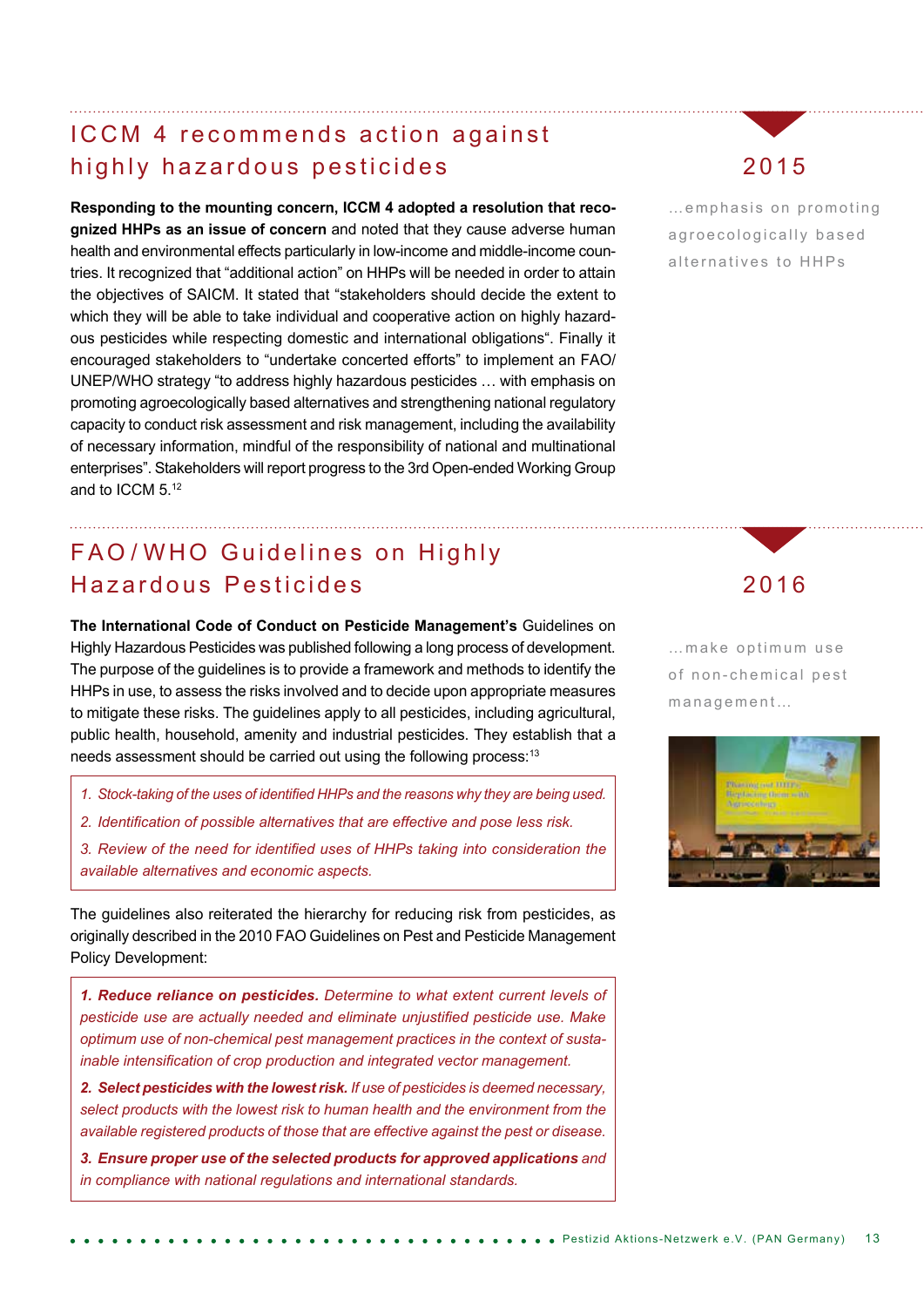## ICCM 4 recommends action against highly hazardous pesticides

2015

...emphasis on promoting agroecologically based alternatives to HHPs

**Responding to the mounting concern, ICCM 4 adopted a resolution that recognized HHPs as an issue of concern** and noted that they cause adverse human health and environmental effects particularly in low-income and middle-income countries. It recognized that "additional action" on HHPs will be needed in order to attain the objectives of SAICM. It stated that "stakeholders should decide the extent to which they will be able to take individual and cooperative action on highly hazardous pesticides while respecting domestic and international obligations". Finally it encouraged stakeholders to "undertake concerted efforts" to implement an FAO/UNEP/WHO strategy "to address highly hazardous pesticides … with emphasis on promoting agroecologically based alternatives and strengthening national regulatory capacity to conduct risk assessment and risk management, including the availability of necessary information, mindful of the responsibility of national and multinational enterprises". Stakeholders will report progress to the 3rd Open-ended Working Group and to ICCM 5.[12]

## FAO/WHO Guidelines on Highly Hazardous Pesticides

2016

...make optimum use of non-chemical pest management...

**The International Code of Conduct on Pesticide Management's** Guidelines on Highly Hazardous Pesticides was published following a long process of development. The purpose of the guidelines is to provide a framework and methods to identify the HHPs in use, to assess the risks involved and to decide upon appropriate measures to mitigate these risks. The guidelines apply to all pesticides, including agricultural, public health, household, amenity and industrial pesticides. They establish that a needs assessment should be carried out using the following process:[13]

1. *Stock-taking of the uses of identified HHPs and the reasons why they are being used.*
2. *Identification of possible alternatives that are effective and pose less risk.*
3. *Review of the need for identified uses of HHPs taking into consideration the available alternatives and economic aspects.*

The guidelines also reiterated the hierarchy for reducing risk from pesticides, as originally described in the 2010 FAO Guidelines on Pest and Pesticide Management Policy Development:

1. ***Reduce reliance on pesticides.*** *Determine to what extent current levels of pesticide use are actually needed and eliminate unjustified pesticide use. Make optimum use of non-chemical pest management practices in the context of sustainable intensification of crop production and integrated vector management.*
2. ***Select pesticides with the lowest risk.*** *If use of pesticides is deemed necessary, select products with the lowest risk to human health and the environment from the available registered products of those that are effective against the pest or disease.*
3. ***Ensure proper use of the selected products for approved applications*** *and in compliance with national regulations and international standards.*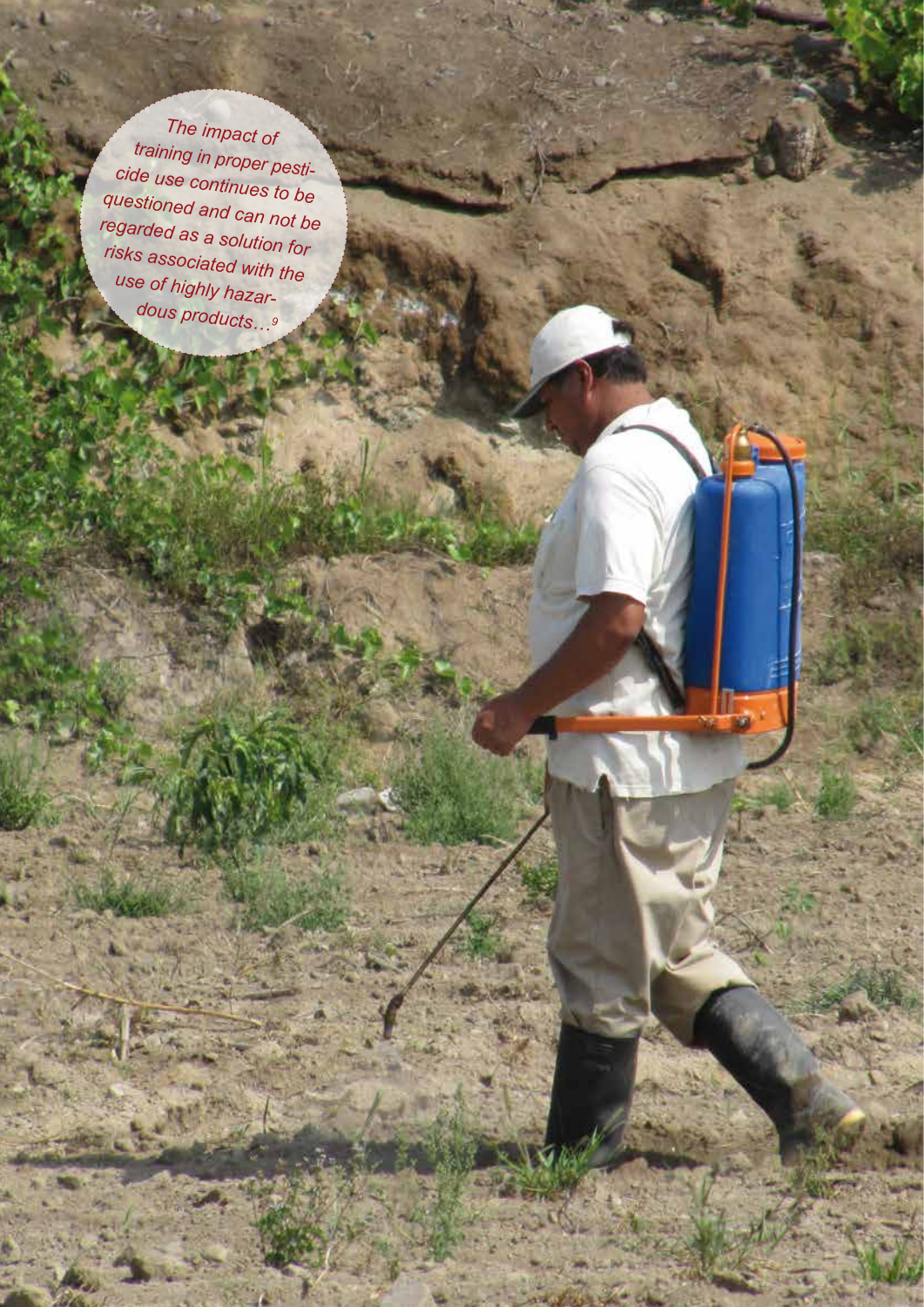*The impact of training in proper pesticide use continues to be questioned and can not be regarded as a solution for risks associated with the use of highly hazardous products…*[9]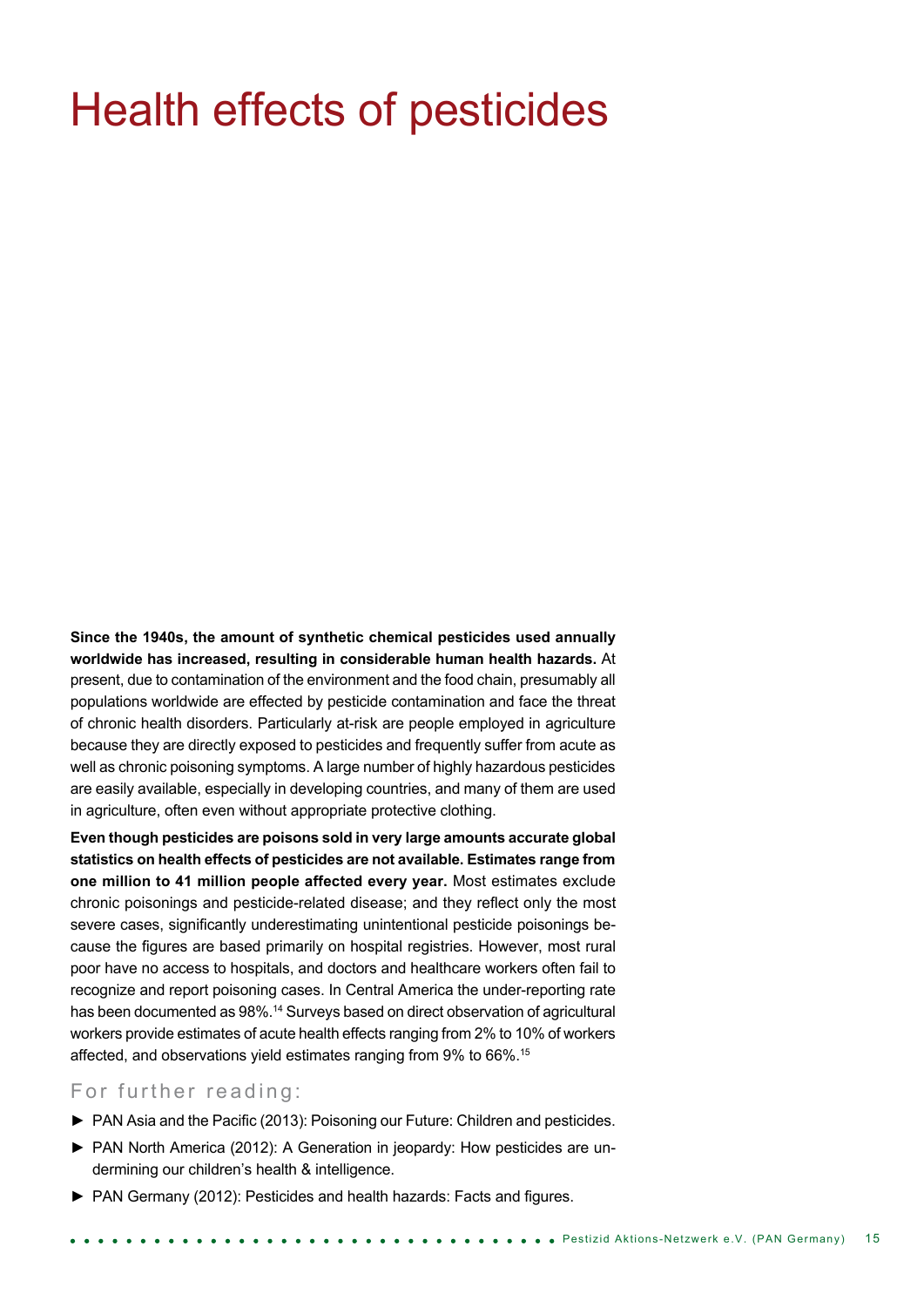# Health effects of pesticides

**Since the 1940s, the amount of synthetic chemical pesticides used annually worldwide has increased, resulting in considerable human health hazards.** At present, due to contamination of the environment and the food chain, presumably all populations worldwide are effected by pesticide contamination and face the threat of chronic health disorders. Particularly at-risk are people employed in agriculture because they are directly exposed to pesticides and frequently suffer from acute as well as chronic poisoning symptoms. A large number of highly hazardous pesticides are easily available, especially in developing countries, and many of them are used in agriculture, often even without appropriate protective clothing.

**Even though pesticides are poisons sold in very large amounts accurate global statistics on health effects of pesticides are not available. Estimates range from one million to 41 million people affected every year.** Most estimates exclude chronic poisonings and pesticide-related disease; and they reflect only the most severe cases, significantly underestimating unintentional pesticide poisonings because the figures are based primarily on hospital registries. However, most rural poor have no access to hospitals, and doctors and healthcare workers often fail to recognize and report poisoning cases. In Central America the under-reporting rate has been documented as 98%.[14] Surveys based on direct observation of agricultural workers provide estimates of acute health effects ranging from 2% to 10% of workers affected, and observations yield estimates ranging from 9% to 66%.[15]

## For further reading:

- PAN Asia and the Pacific (2013): Poisoning our Future: Children and pesticides.
- PAN North America (2012): A Generation in jeopardy: How pesticides are undermining our children's health & intelligence.
- PAN Germany (2012): Pesticides and health hazards: Facts and figures.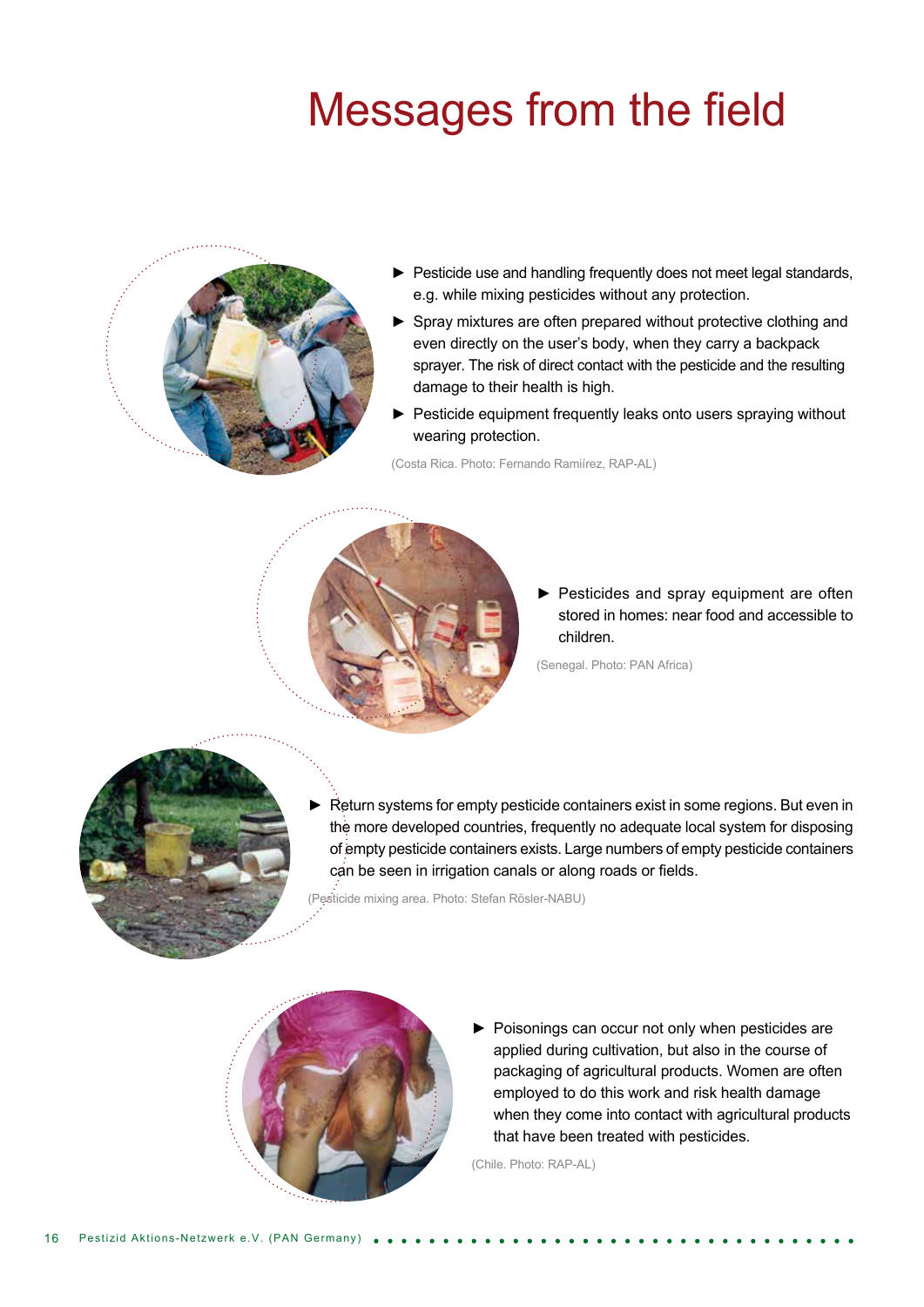# Messages from the field

- Pesticide use and handling frequently does not meet legal standards, e.g. while mixing pesticides without any protection.
- Spray mixtures are often prepared without protective clothing and even directly on the user's body, when they carry a backpack sprayer. The risk of direct contact with the pesticide and the resulting damage to their health is high.
- Pesticide equipment frequently leaks onto users spraying without wearing protection.

(Costa Rica. Photo: Fernando Ramiírez, RAP-AL)

- Pesticides and spray equipment are often stored in homes: near food and accessible to children.

(Senegal. Photo: PAN Africa)

- Return systems for empty pesticide containers exist in some regions. But even in the more developed countries, frequently no adequate local system for disposing of empty pesticide containers exists. Large numbers of empty pesticide containers can be seen in irrigation canals or along roads or fields.

(Pesticide mixing area. Photo: Stefan Rösler-NABU)

- Poisonings can occur not only when pesticides are applied during cultivation, but also in the course of packaging of agricultural products. Women are often employed to do this work and risk health damage when they come into contact with agricultural products that have been treated with pesticides.

(Chile. Photo: RAP-AL)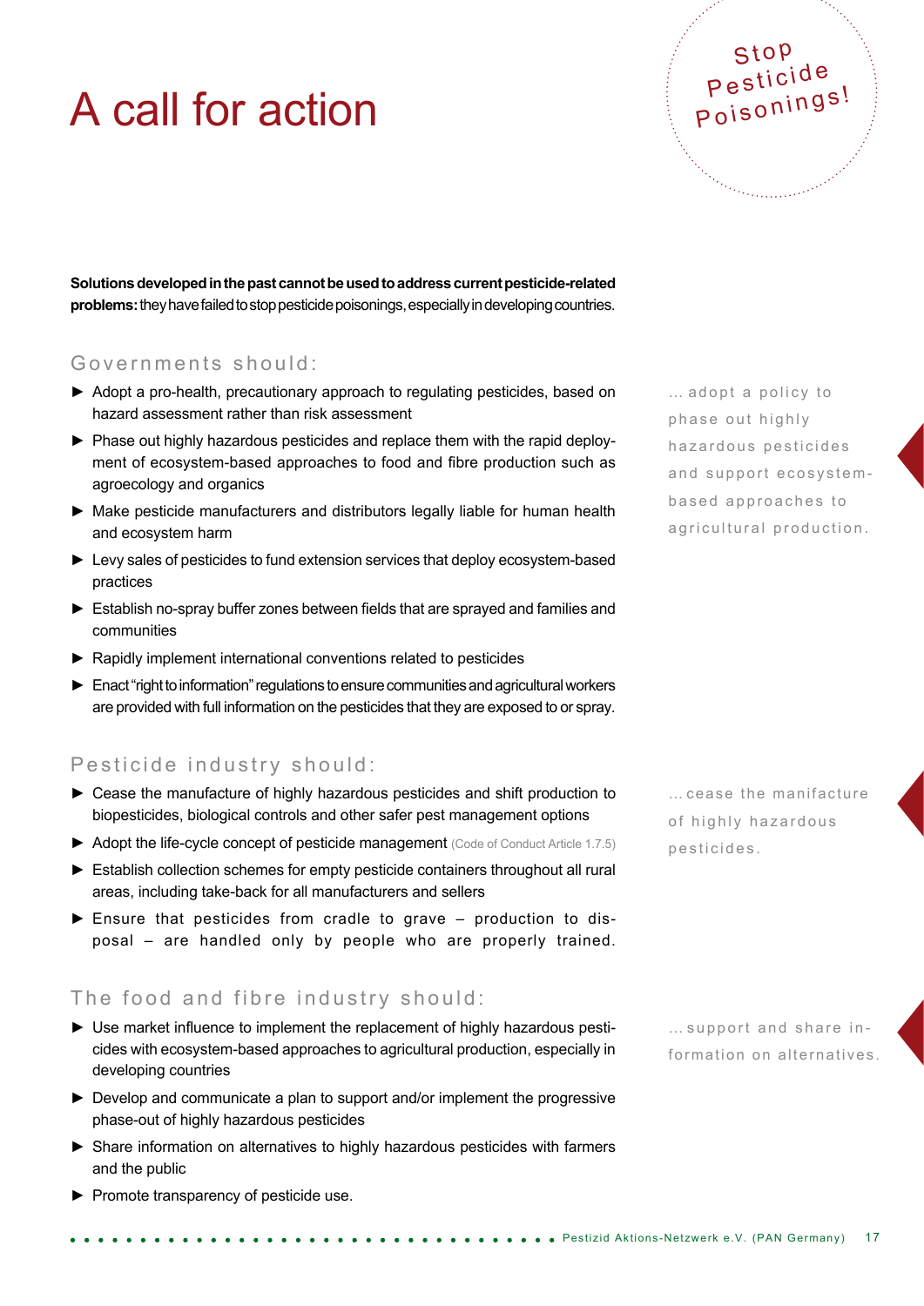# A call for action

Stop Pesticide Poisonings!

**Solutions developed in the past cannot be used to address current pesticide-related problems:** they have failed to stop pesticide poisonings, especially in developing countries.

## Governments should:

- Adopt a pro-health, precautionary approach to regulating pesticides, based on hazard assessment rather than risk assessment
- Phase out highly hazardous pesticides and replace them with the rapid deployment of ecosystem-based approaches to food and fibre production such as agroecology and organics
- Make pesticide manufacturers and distributors legally liable for human health and ecosystem harm
- Levy sales of pesticides to fund extension services that deploy ecosystem-based practices
- Establish no-spray buffer zones between fields that are sprayed and families and communities
- Rapidly implement international conventions related to pesticides
- Enact "right to information" regulations to ensure communities and agricultural workers are provided with full information on the pesticides that they are exposed to or spray.

... adopt a policy to phase out highly hazardous pesticides and support ecosystem-based approaches to agricultural production.

## Pesticide industry should:

- Cease the manufacture of highly hazardous pesticides and shift production to biopesticides, biological controls and other safer pest management options
- Adopt the life-cycle concept of pesticide management (Code of Conduct Article 1.7.5)
- Establish collection schemes for empty pesticide containers throughout all rural areas, including take-back for all manufacturers and sellers
- Ensure that pesticides from cradle to grave – production to disposal – are handled only by people who are properly trained.

... cease the manufacture of highly hazardous pesticides.

## The food and fibre industry should:

- Use market influence to implement the replacement of highly hazardous pesticides with ecosystem-based approaches to agricultural production, especially in developing countries
- Develop and communicate a plan to support and/or implement the progressive phase-out of highly hazardous pesticides
- Share information on alternatives to highly hazardous pesticides with farmers and the public
- Promote transparency of pesticide use.

... support and share information on alternatives.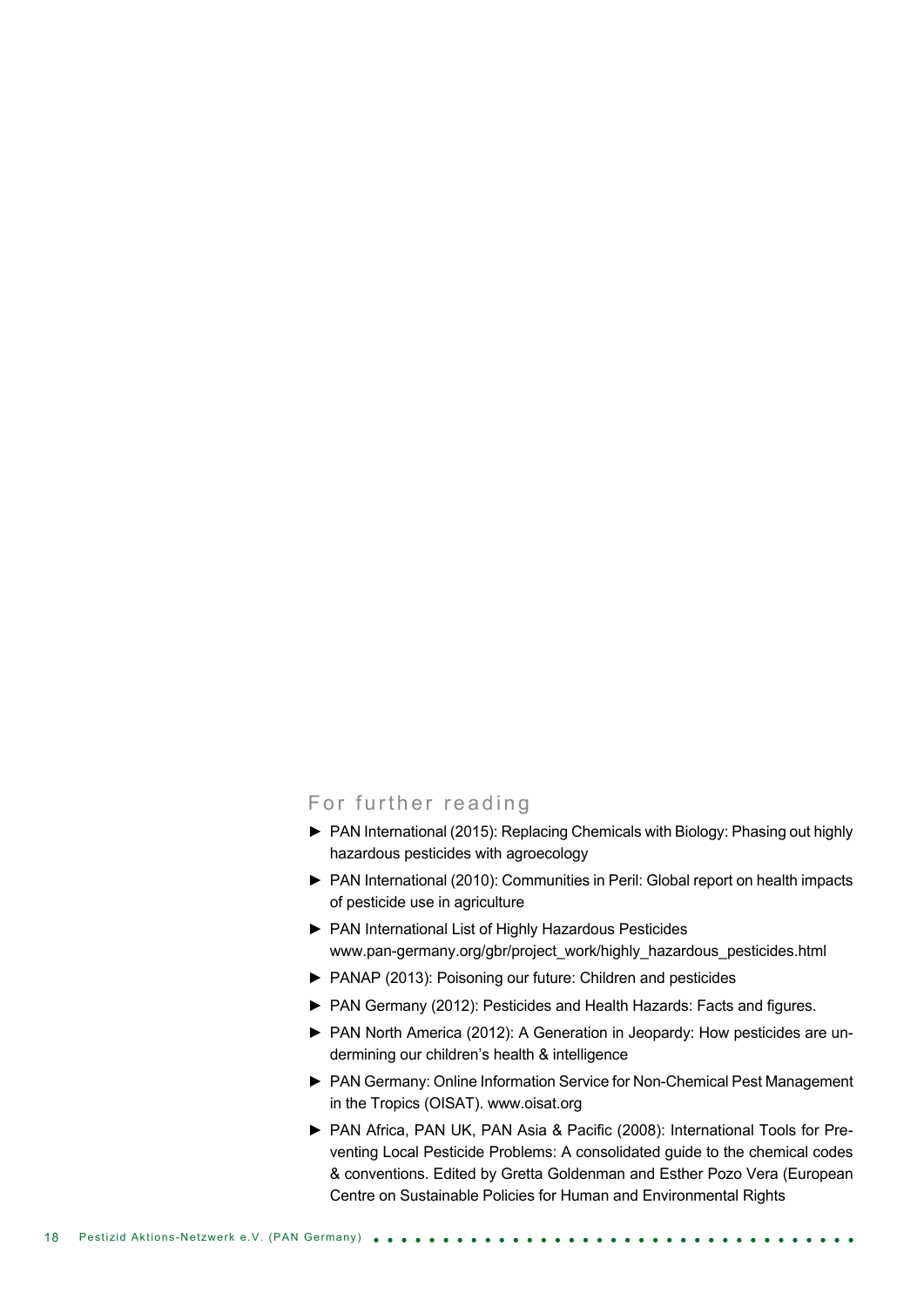## For further reading

- PAN International (2015): Replacing Chemicals with Biology: Phasing out highly hazardous pesticides with agroecology
- PAN International (2010): Communities in Peril: Global report on health impacts of pesticide use in agriculture
- PAN International List of Highly Hazardous Pesticides www.pan-germany.org/gbr/project_work/highly_hazardous_pesticides.html
- PANAP (2013): Poisoning our future: Children and pesticides
- PAN Germany (2012): Pesticides and Health Hazards: Facts and figures.
- PAN North America (2012): A Generation in Jeopardy: How pesticides are undermining our children's health & intelligence
- PAN Germany: Online Information Service for Non-Chemical Pest Management in the Tropics (OISAT). www.oisat.org
- PAN Africa, PAN UK, PAN Asia & Pacific (2008): International Tools for Preventing Local Pesticide Problems: A consolidated guide to the chemical codes & conventions. Edited by Gretta Goldenman and Esther Pozo Vera (European Centre on Sustainable Policies for Human and Environmental Rights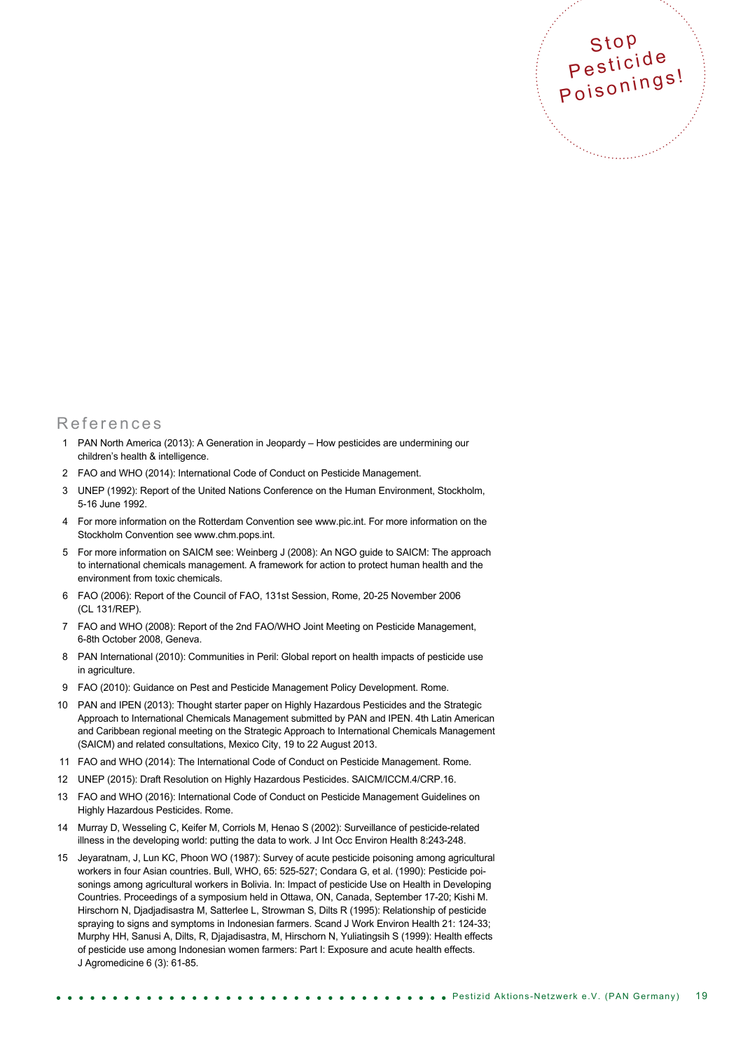Stop Pesticide Poisonings!

## References

1. PAN North America (2013): A Generation in Jeopardy – How pesticides are undermining our children's health & intelligence.
2. FAO and WHO (2014): International Code of Conduct on Pesticide Management.
3. UNEP (1992): Report of the United Nations Conference on the Human Environment, Stockholm, 5-16 June 1992.
4. For more information on the Rotterdam Convention see www.pic.int. For more information on the Stockholm Convention see www.chm.pops.int.
5. For more information on SAICM see: Weinberg J (2008): An NGO guide to SAICM: The approach to international chemicals management. A framework for action to protect human health and the environment from toxic chemicals.
6. FAO (2006): Report of the Council of FAO, 131st Session, Rome, 20-25 November 2006 (CL 131/REP).
7. FAO and WHO (2008): Report of the 2nd FAO/WHO Joint Meeting on Pesticide Management, 6-8th October 2008, Geneva.
8. PAN International (2010): Communities in Peril: Global report on health impacts of pesticide use in agriculture.
9. FAO (2010): Guidance on Pest and Pesticide Management Policy Development. Rome.
10. PAN and IPEN (2013): Thought starter paper on Highly Hazardous Pesticides and the Strategic Approach to International Chemicals Management submitted by PAN and IPEN. 4th Latin American and Caribbean regional meeting on the Strategic Approach to International Chemicals Management (SAICM) and related consultations, Mexico City, 19 to 22 August 2013.
11. FAO and WHO (2014): The International Code of Conduct on Pesticide Management. Rome.
12. UNEP (2015): Draft Resolution on Highly Hazardous Pesticides. SAICM/ICCM.4/CRP.16.
13. FAO and WHO (2016): International Code of Conduct on Pesticide Management Guidelines on Highly Hazardous Pesticides. Rome.
14. Murray D, Wesseling C, Keifer M, Corriols M, Henao S (2002): Surveillance of pesticide-related illness in the developing world: putting the data to work. J Int Occ Environ Health 8:243-248.
15. Jeyaratnam, J, Lun KC, Phoon WO (1987): Survey of acute pesticide poisoning among agricultural workers in four Asian countries. Bull, WHO, 65: 525-527; Condara G, et al. (1990): Pesticide poisonings among agricultural workers in Bolivia. In: Impact of pesticide Use on Health in Developing Countries. Proceedings of a symposium held in Ottawa, ON, Canada, September 17-20; Kishi M. Hirschorn N, Djadjadisastra M, Satterlee L, Strowman S, Dilts R (1995): Relationship of pesticide spraying to signs and symptoms in Indonesian farmers. Scand J Work Environ Health 21: 124-33; Murphy HH, Sanusi A, Dilts, R, Djajadisastra, M, Hirschorn N, Yuliatingsih S (1999): Health effects of pesticide use among Indonesian women farmers: Part I: Exposure and acute health effects. J Agromedicine 6 (3): 61-85.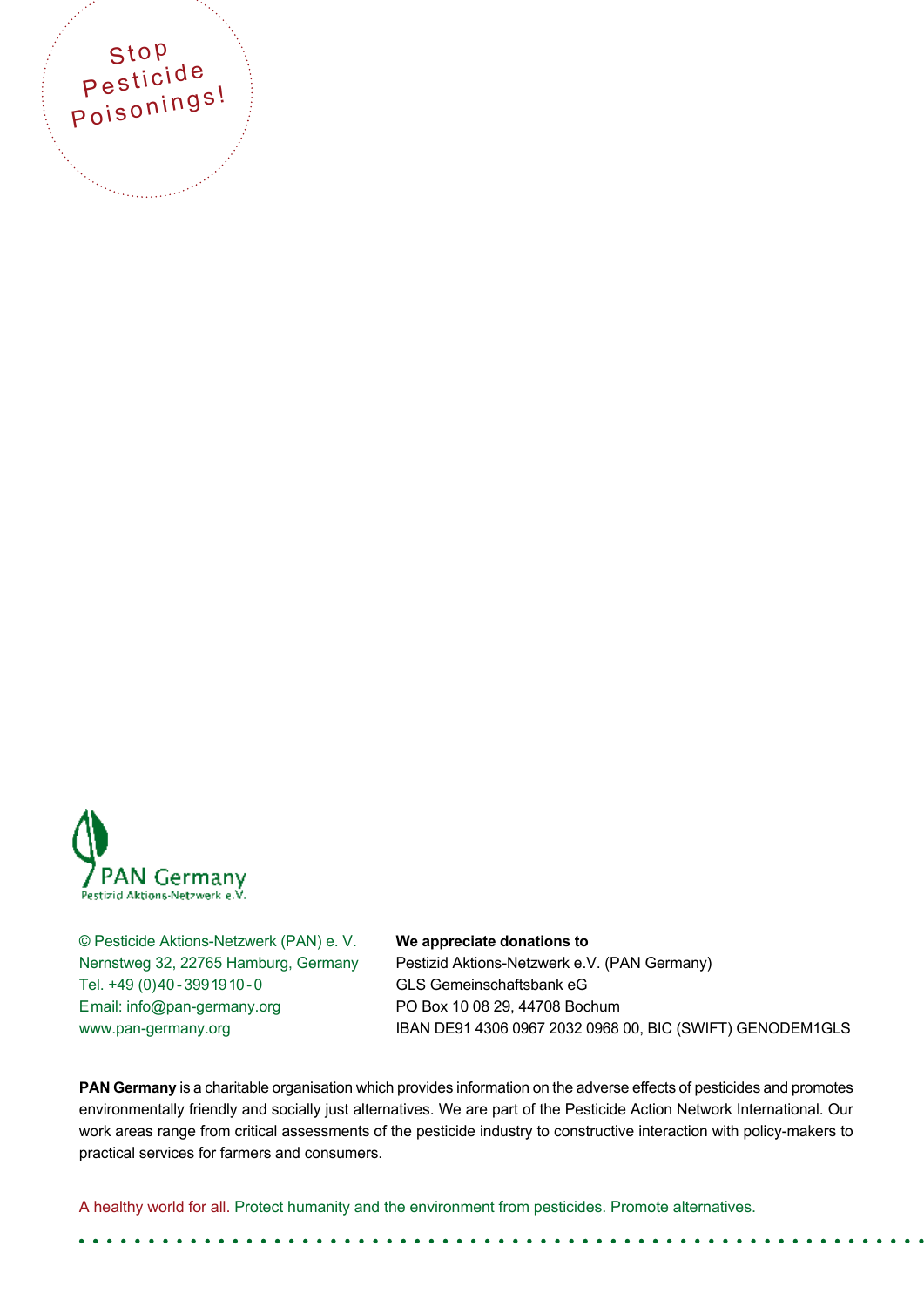Stop Pesticide Poisonings!

PAN Germany
Pestizid Aktions-Netzwerk e.V.

© Pesticide Aktions-Netzwerk (PAN) e. V.
Nernstweg 32, 22765 Hamburg, Germany
Tel. +49 (0)40 - 399 19 10 - 0
Email: info@pan-germany.org
www.pan-germany.org

**We appreciate donations to**
Pestizid Aktions-Netzwerk e.V. (PAN Germany)
GLS Gemeinschaftsbank eG
PO Box 10 08 29, 44708 Bochum
IBAN DE91 4306 0967 2032 0968 00, BIC (SWIFT) GENODEM1GLS

**PAN Germany** is a charitable organisation which provides information on the adverse effects of pesticides and promotes environmentally friendly and socially just alternatives. We are part of the Pesticide Action Network International. Our work areas range from critical assessments of the pesticide industry to constructive interaction with policy-makers to practical services for farmers and consumers.

A healthy world for all. Protect humanity and the environment from pesticides. Promote alternatives.